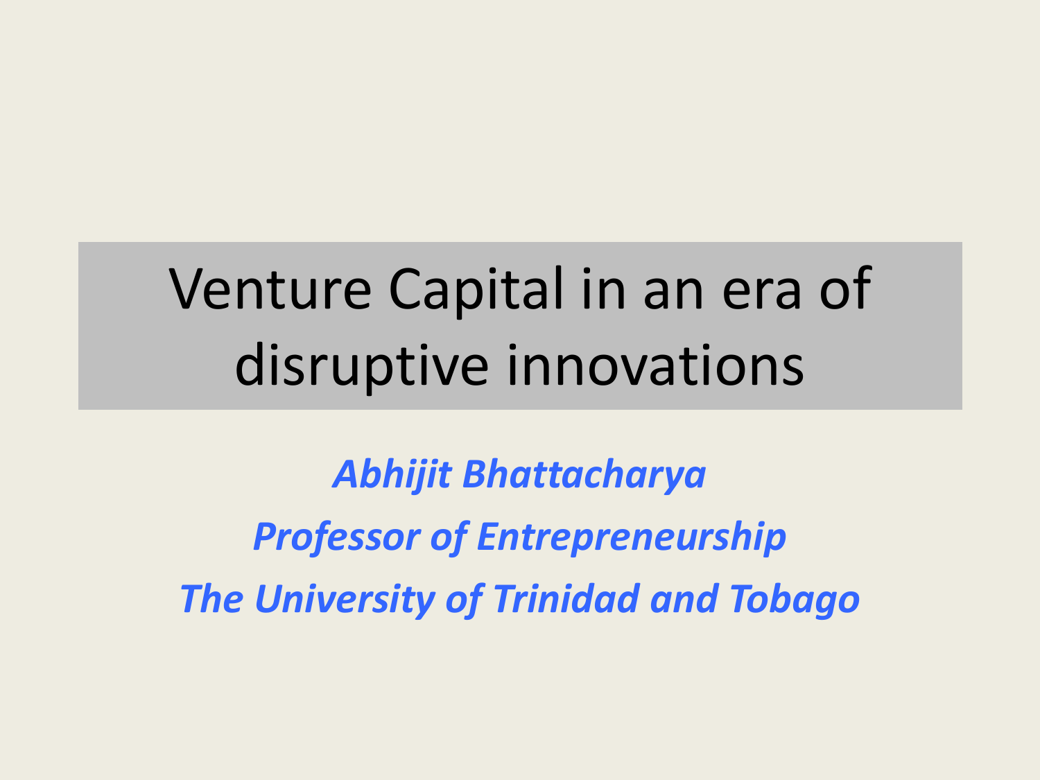# Venture Capital in an era of disruptive innovations

***Abhijit Bhattacharya***

***Professor of Entrepreneurship***

***The University of Trinidad and Tobago***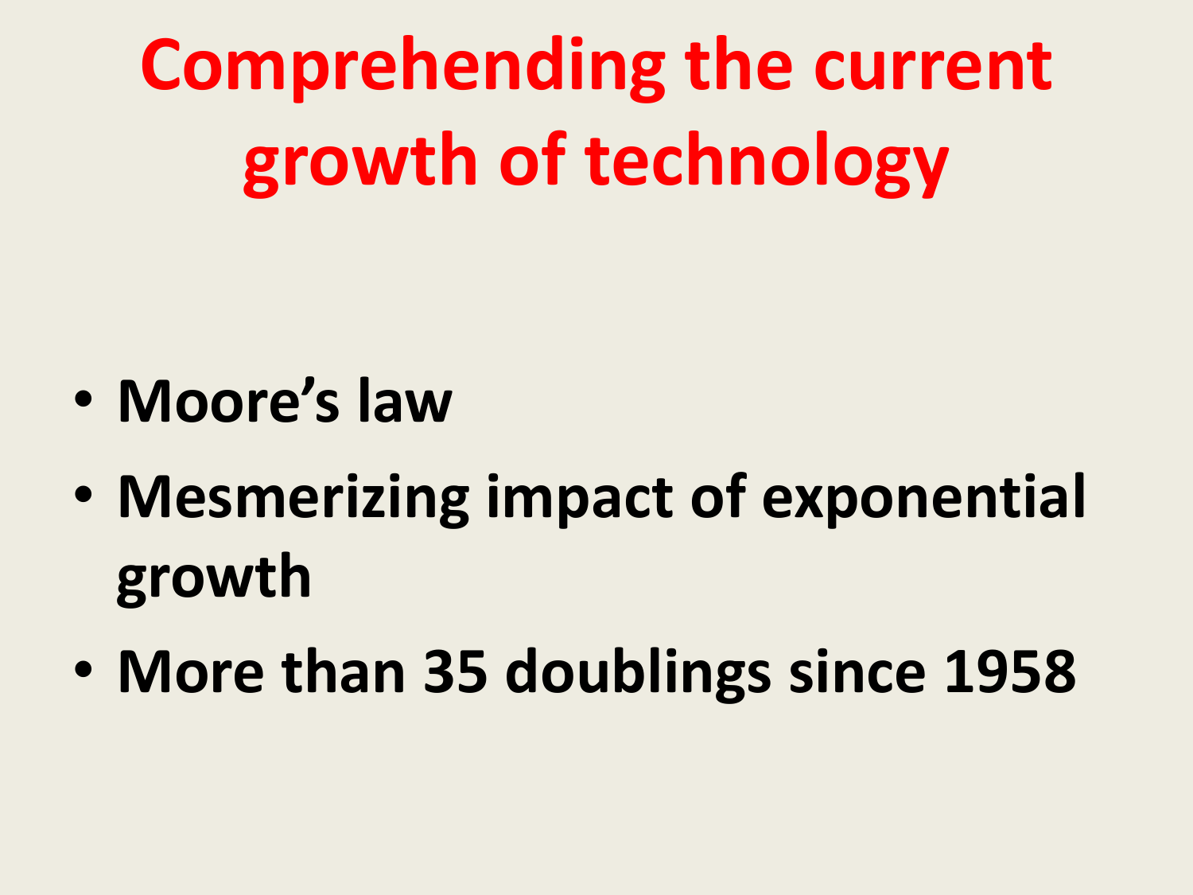# Comprehending the current growth of technology

- Moore's law
- Mesmerizing impact of exponential growth
- More than 35 doublings since 1958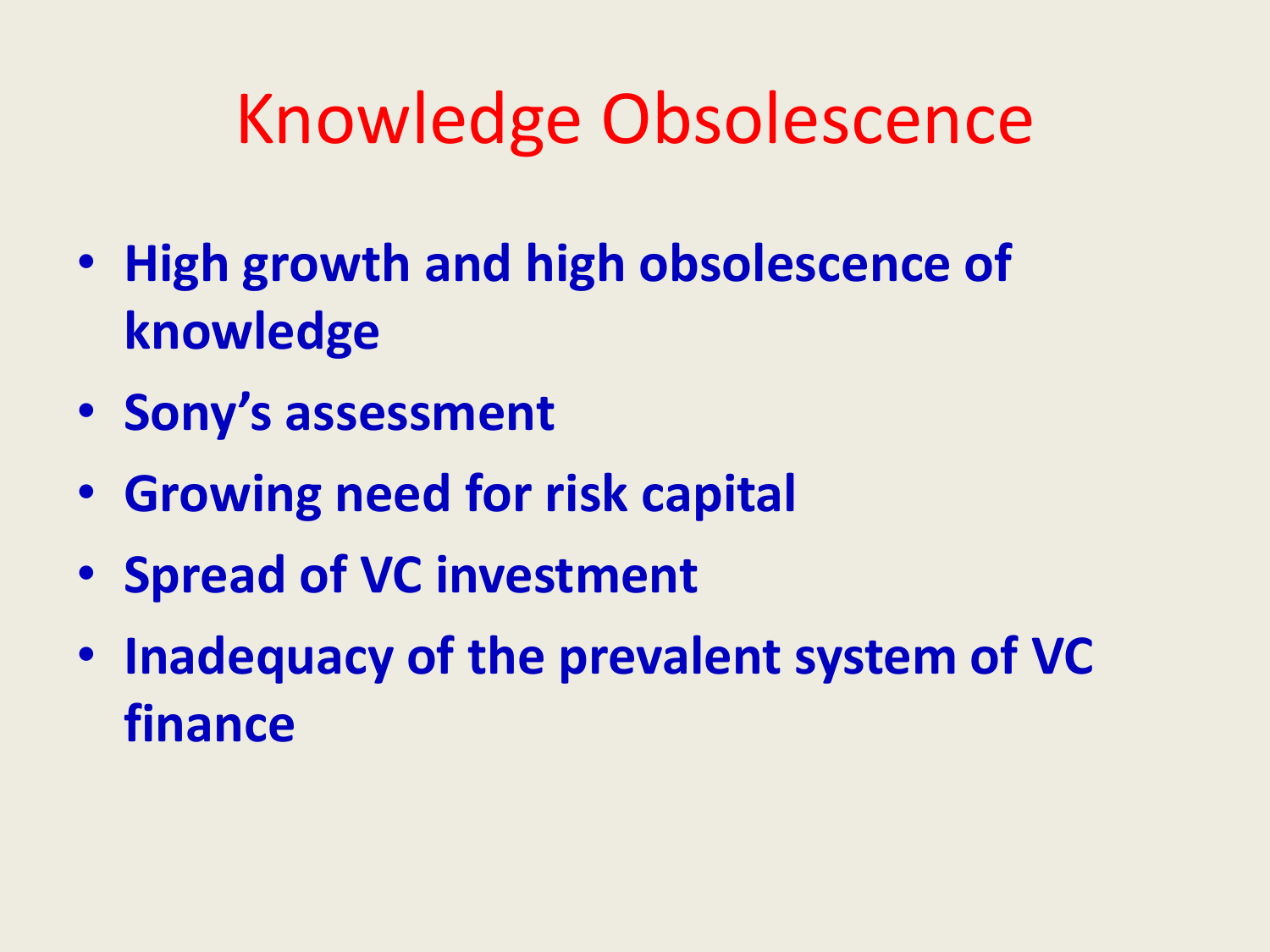# Knowledge Obsolescence

- **High growth and high obsolescence of knowledge**
- **Sony's assessment**
- **Growing need for risk capital**
- **Spread of VC investment**
- **Inadequacy of the prevalent system of VC finance**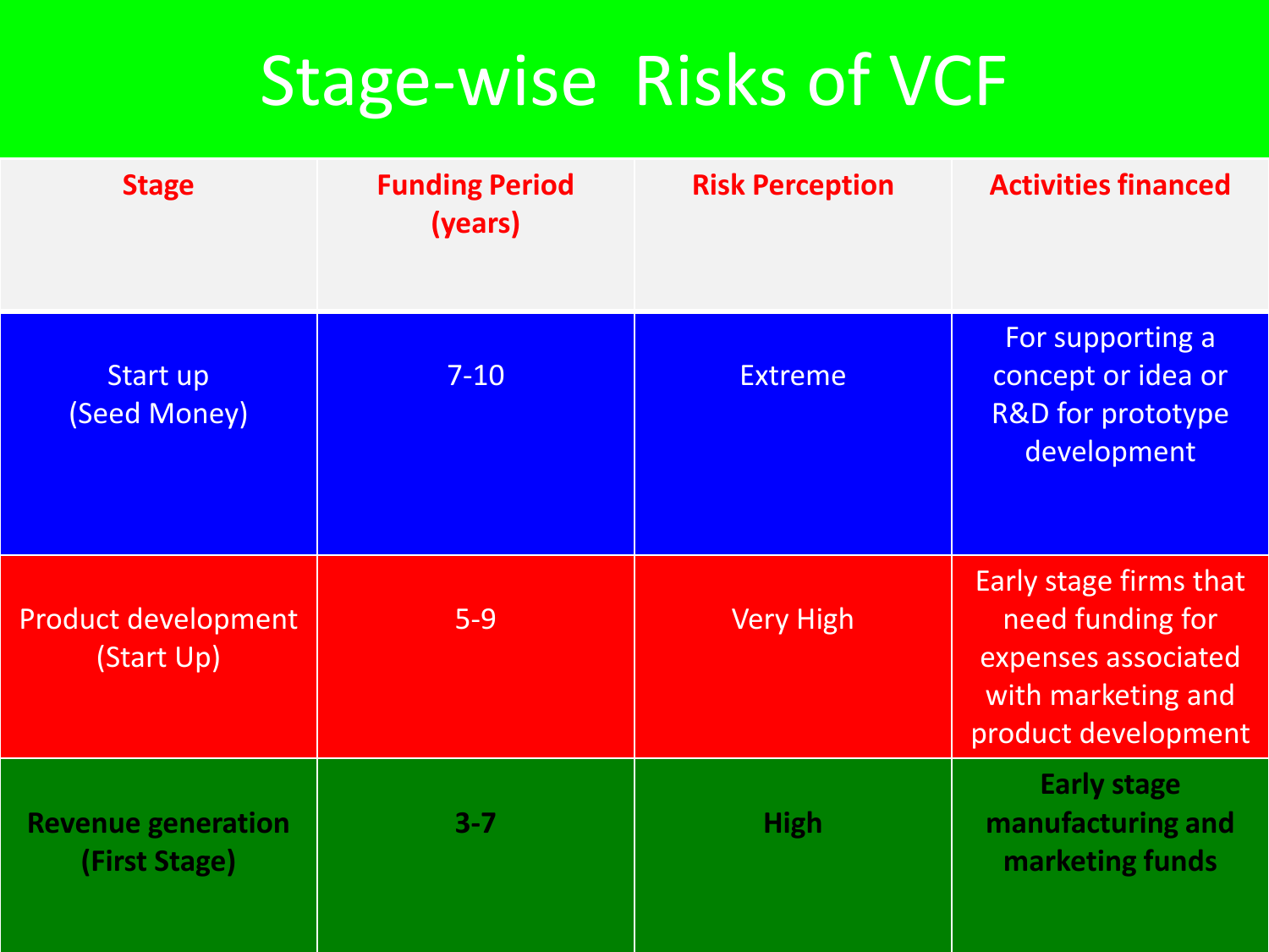# Stage-wise Risks of VCF

| Stage | Funding Period (years) | Risk Perception | Activities financed |
|---|---|---|---|
| Start up (Seed Money) | 7-10 | Extreme | For supporting a concept or idea or R&D for prototype development |
| Product development (Start Up) | 5-9 | Very High | Early stage firms that need funding for expenses associated with marketing and product development |
| **Revenue generation (First Stage)** | **3-7** | **High** | **Early stage manufacturing and marketing funds** |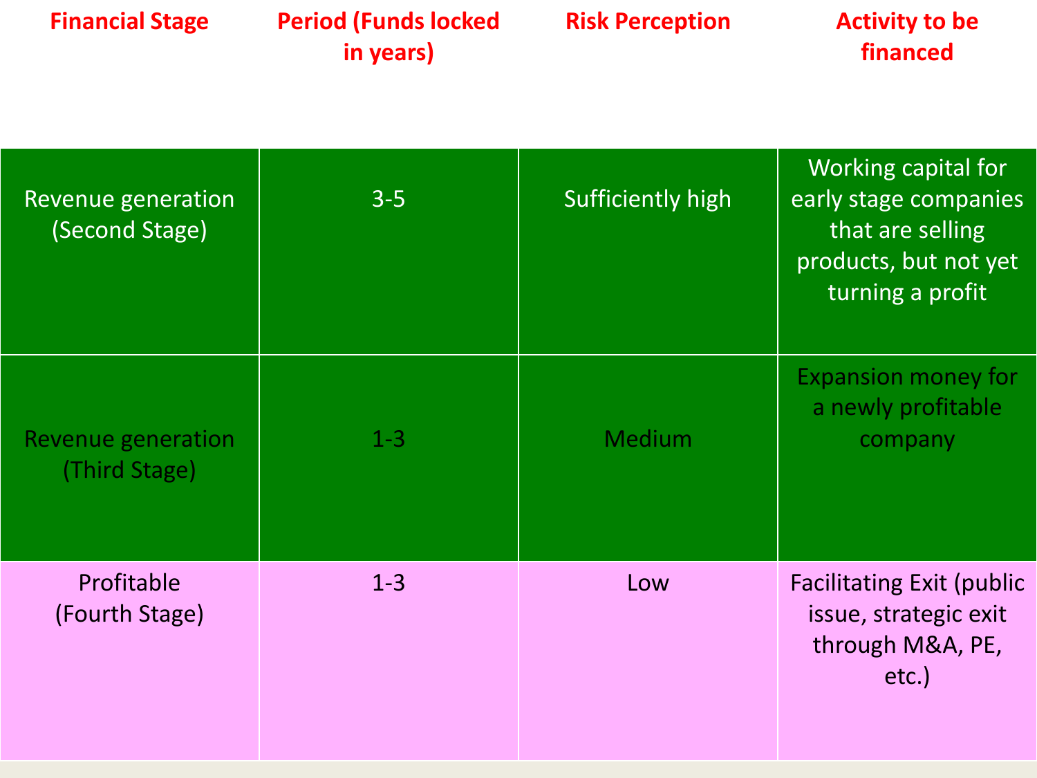| Financial Stage | Period (Funds locked in years) | Risk Perception | Activity to be financed |
|---|---|---|---|
| Revenue generation (Second Stage) | 3-5 | Sufficiently high | Working capital for early stage companies that are selling products, but not yet turning a profit |
| Revenue generation (Third Stage) | 1-3 | Medium | Expansion money for a newly profitable company |
| Profitable (Fourth Stage) | 1-3 | Low | Facilitating Exit (public issue, strategic exit through M&A, PE, etc.) |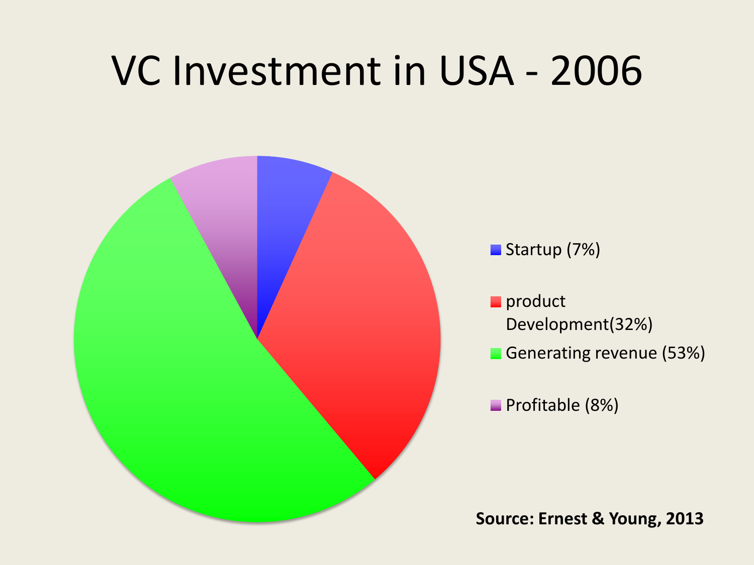# VC Investment in USA - 2006

- Startup (7%)
- product Development(32%)
- Generating revenue (53%)
- Profitable (8%)

**Source: Ernest & Young, 2013**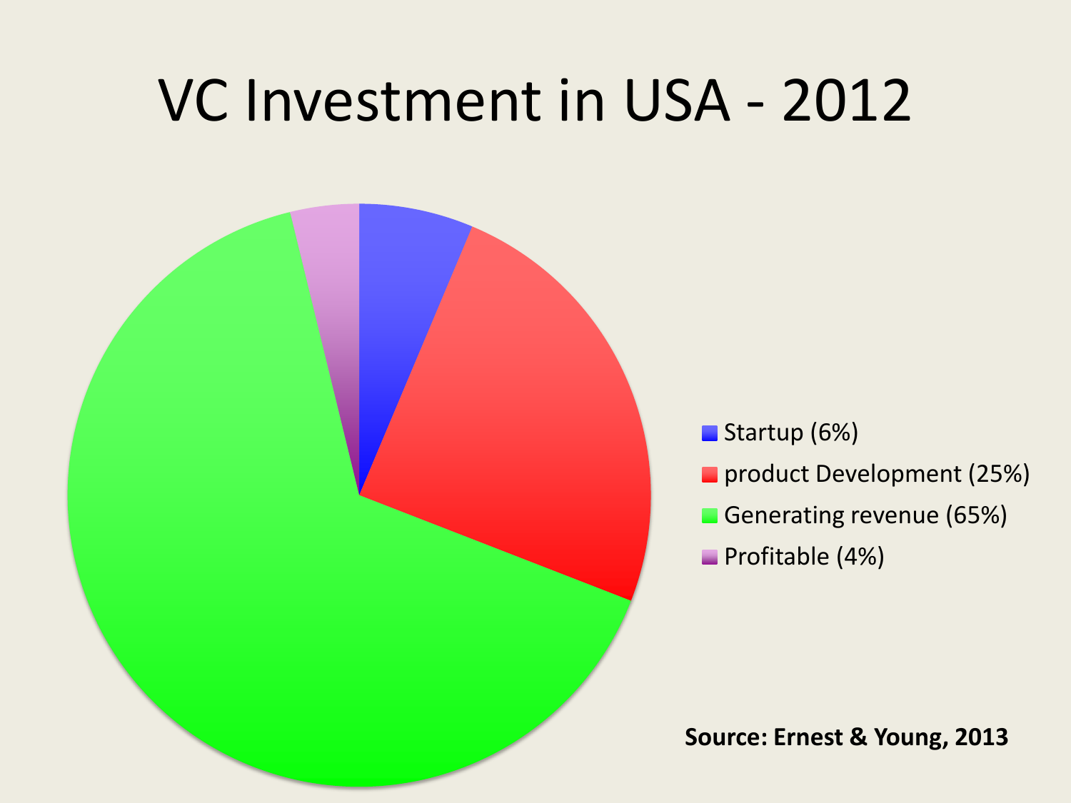# VC Investment in USA - 2012

- Startup (6%)
- product Development (25%)
- Generating revenue (65%)
- Profitable (4%)

**Source: Ernest & Young, 2013**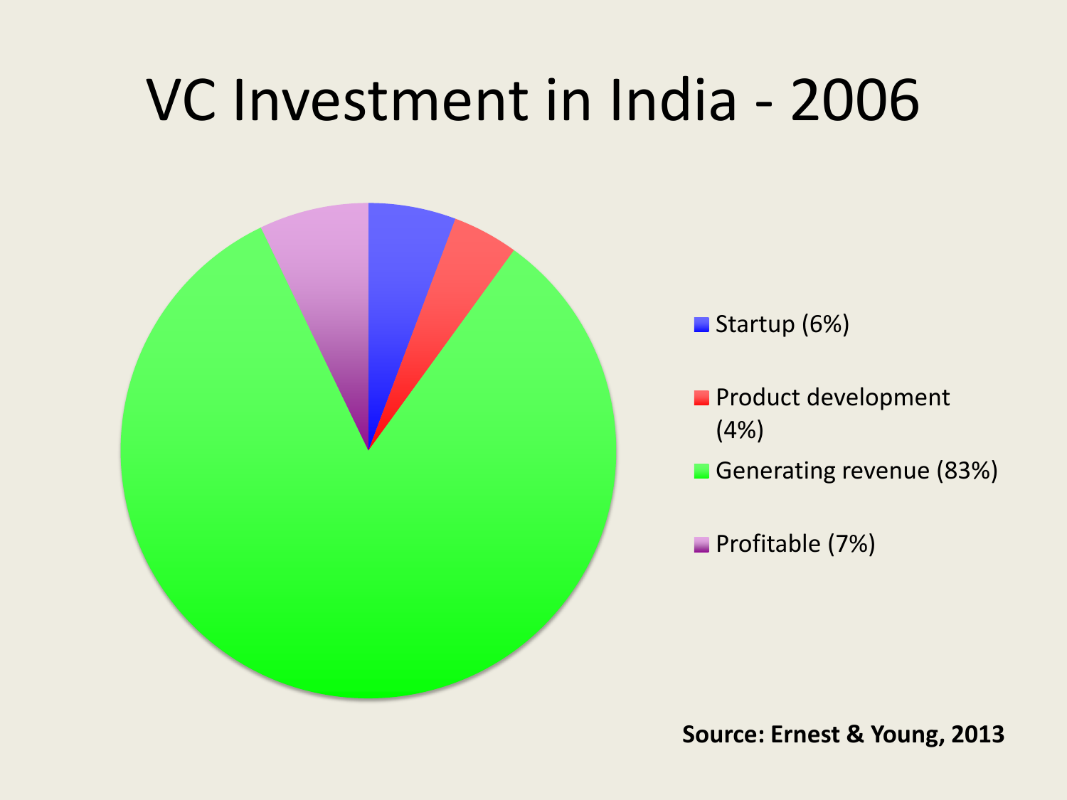# VC Investment in India - 2006

- Startup (6%)
- Product development (4%)
- Generating revenue (83%)
- Profitable (7%)

**Source: Ernest & Young, 2013**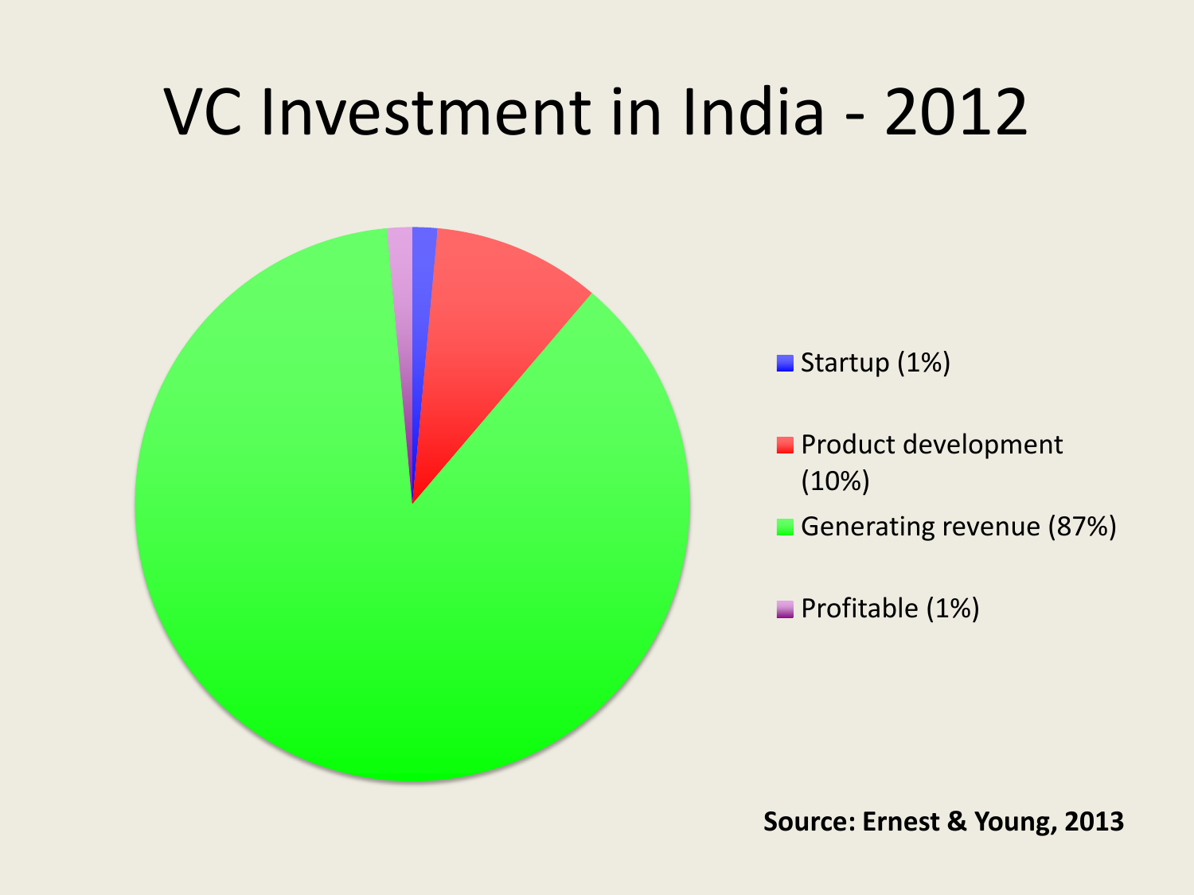# VC Investment in India - 2012

- Startup (1%)
- Product development (10%)
- Generating revenue (87%)
- Profitable (1%)

**Source: Ernest & Young, 2013**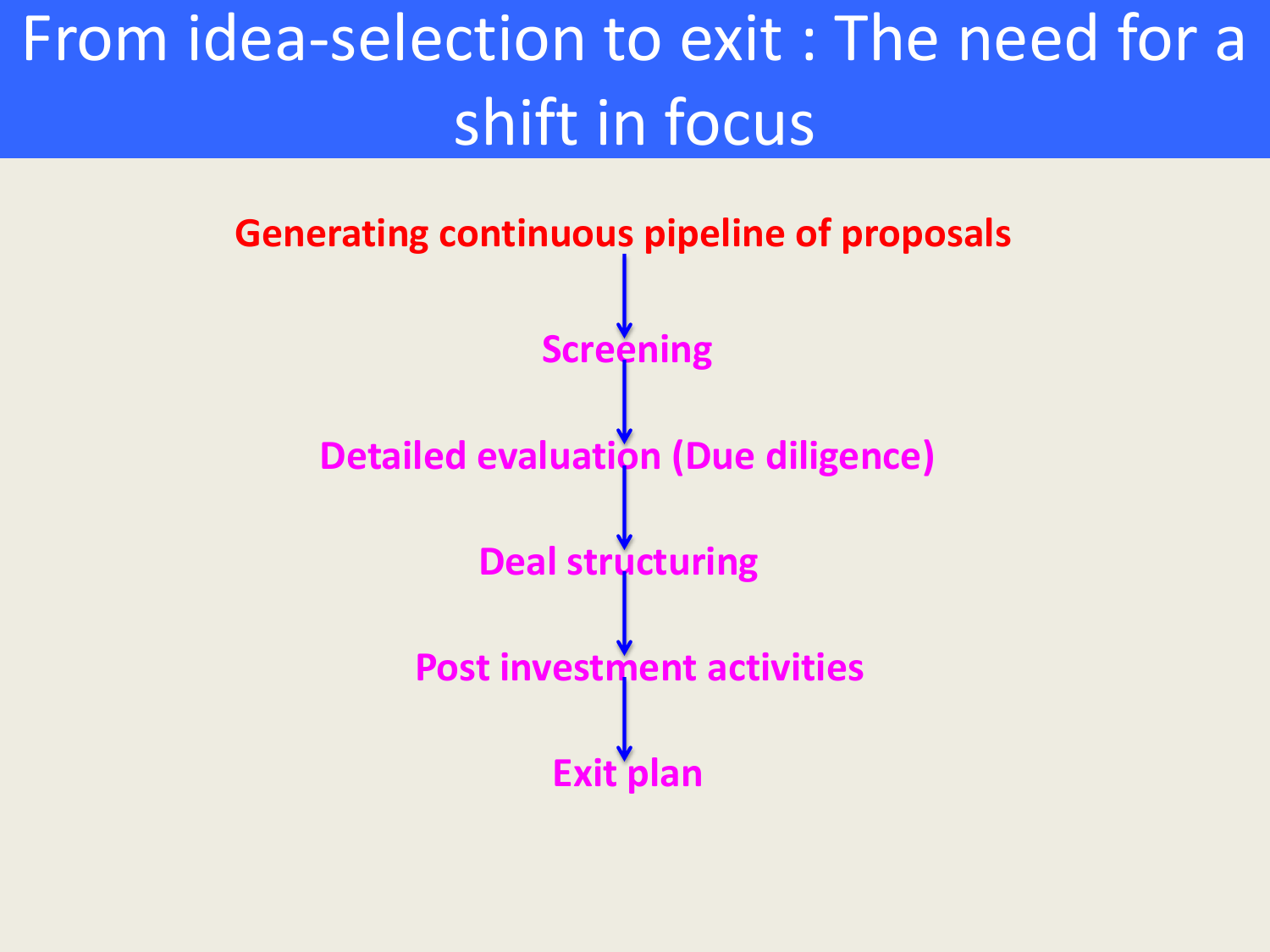# From idea-selection to exit : The need for a shift in focus

**Generating continuous pipeline of proposals**

↓

**Screening**

↓

**Detailed evaluation (Due diligence)**

↓

**Deal structuring**

↓

**Post investment activities**

↓

**Exit plan**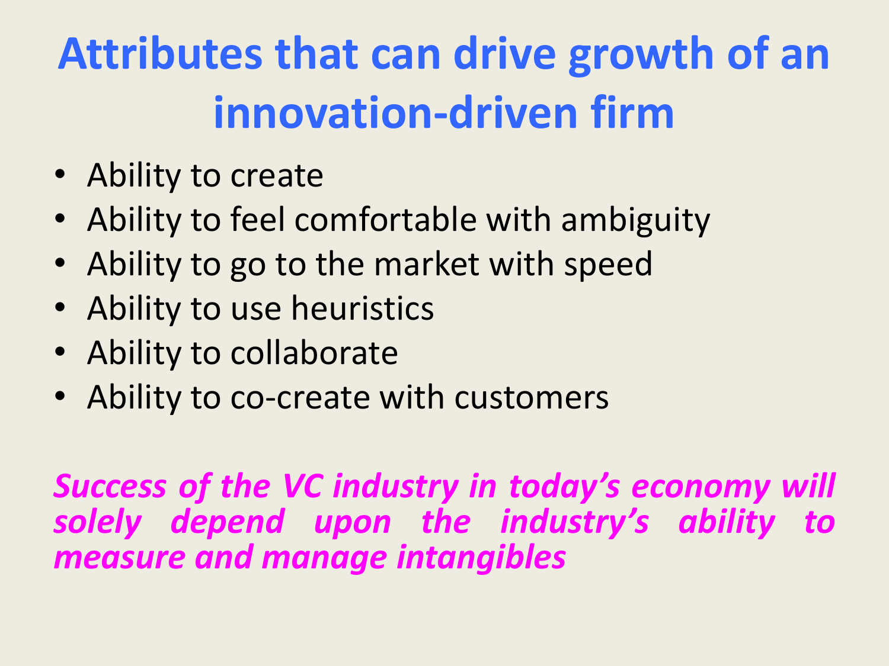# Attributes that can drive growth of an innovation-driven firm

- Ability to create
- Ability to feel comfortable with ambiguity
- Ability to go to the market with speed
- Ability to use heuristics
- Ability to collaborate
- Ability to co-create with customers

***Success of the VC industry in today's economy will solely depend upon the industry's ability to measure and manage intangibles***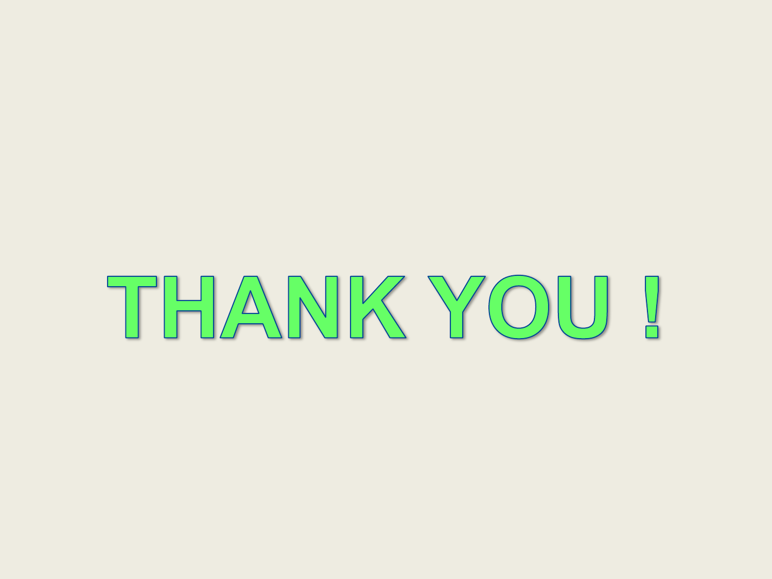# THANK YOU !